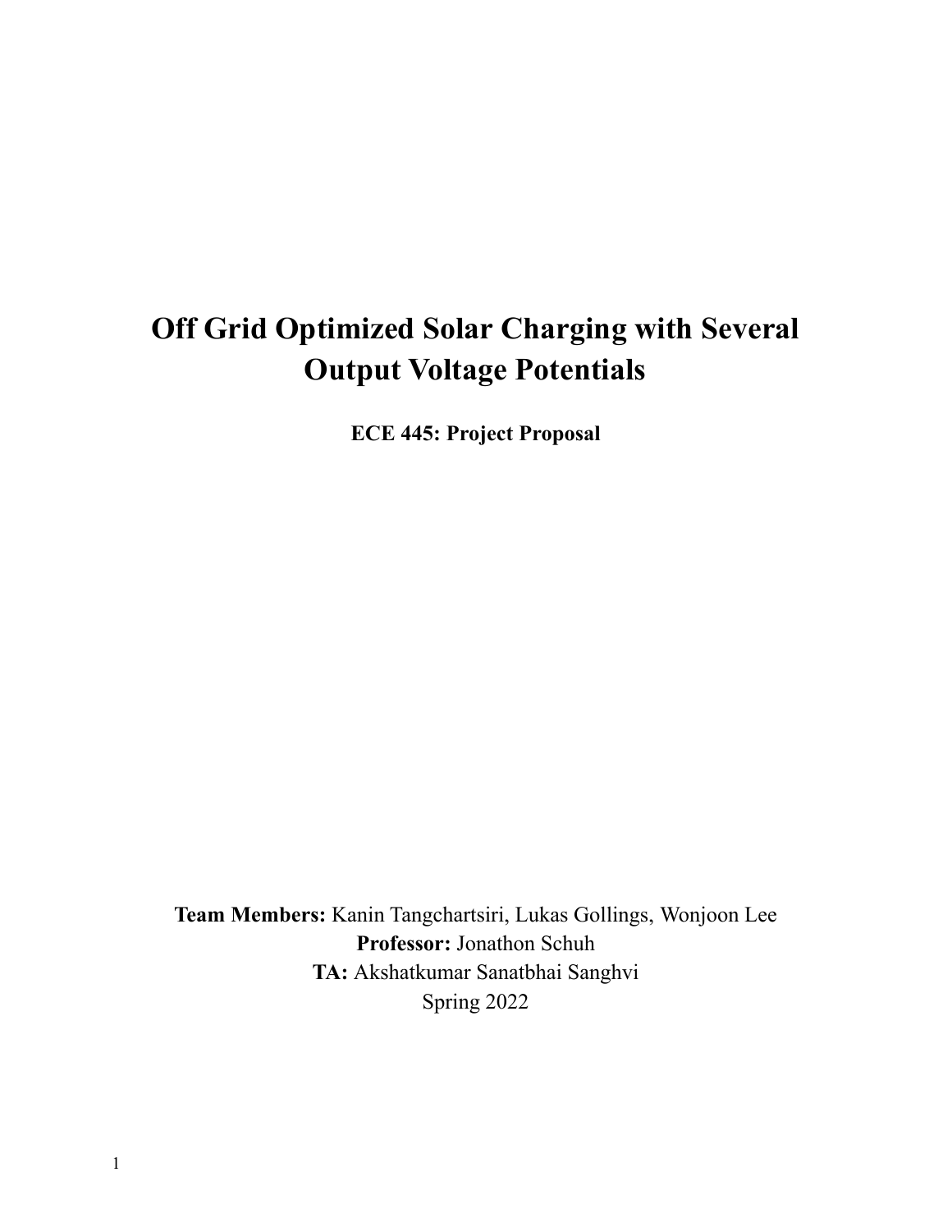# Off Grid Optimized Solar Charging with Several Output Voltage Potentials

**ECE 445: Project Proposal**

**Team Members:** Kanin Tangchartsiri, Lukas Gollings, Wonjoon Lee
**Professor:** Jonathon Schuh
**TA:** Akshatkumar Sanatbhai Sanghvi
Spring 2022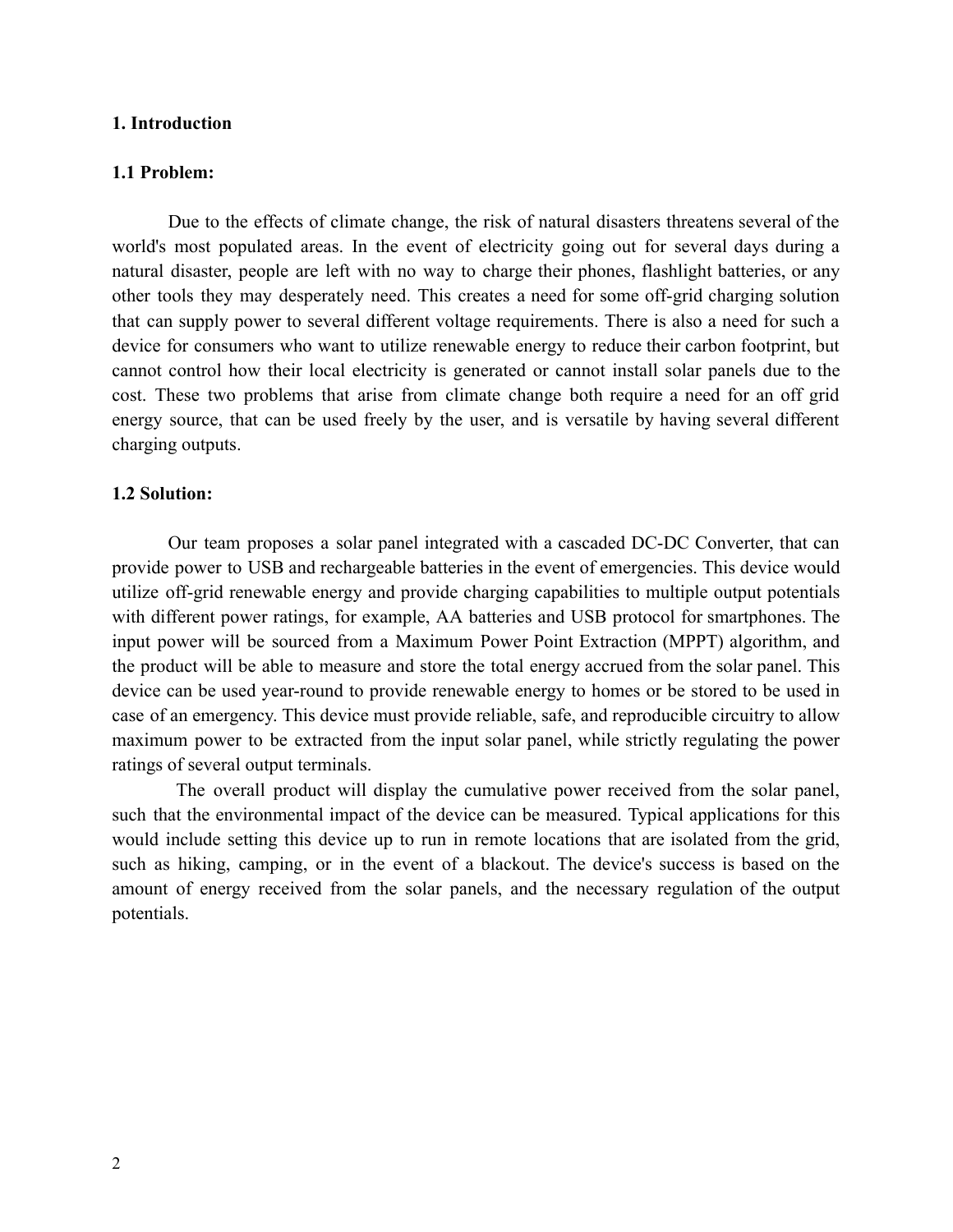# 1. Introduction

## 1.1 Problem:

Due to the effects of climate change, the risk of natural disasters threatens several of the world's most populated areas. In the event of electricity going out for several days during a natural disaster, people are left with no way to charge their phones, flashlight batteries, or any other tools they may desperately need. This creates a need for some off-grid charging solution that can supply power to several different voltage requirements. There is also a need for such a device for consumers who want to utilize renewable energy to reduce their carbon footprint, but cannot control how their local electricity is generated or cannot install solar panels due to the cost. These two problems that arise from climate change both require a need for an off grid energy source, that can be used freely by the user, and is versatile by having several different charging outputs.

## 1.2 Solution:

Our team proposes a solar panel integrated with a cascaded DC-DC Converter, that can provide power to USB and rechargeable batteries in the event of emergencies. This device would utilize off-grid renewable energy and provide charging capabilities to multiple output potentials with different power ratings, for example, AA batteries and USB protocol for smartphones. The input power will be sourced from a Maximum Power Point Extraction (MPPT) algorithm, and the product will be able to measure and store the total energy accrued from the solar panel. This device can be used year-round to provide renewable energy to homes or be stored to be used in case of an emergency. This device must provide reliable, safe, and reproducible circuitry to allow maximum power to be extracted from the input solar panel, while strictly regulating the power ratings of several output terminals.

The overall product will display the cumulative power received from the solar panel, such that the environmental impact of the device can be measured. Typical applications for this would include setting this device up to run in remote locations that are isolated from the grid, such as hiking, camping, or in the event of a blackout. The device's success is based on the amount of energy received from the solar panels, and the necessary regulation of the output potentials.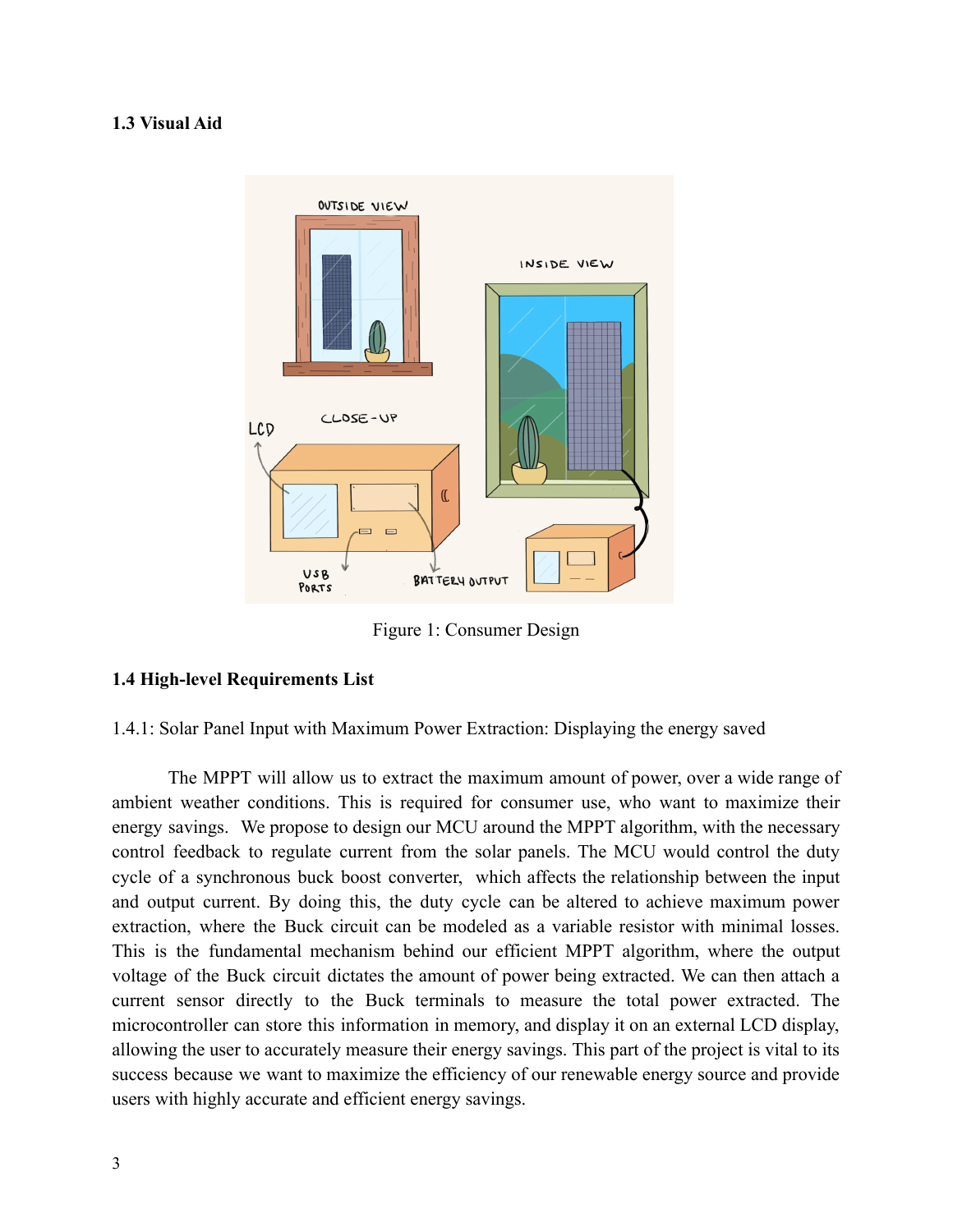### 1.3 Visual Aid

Figure 1: Consumer Design

### 1.4 High-level Requirements List

1.4.1: Solar Panel Input with Maximum Power Extraction: Displaying the energy saved

The MPPT will allow us to extract the maximum amount of power, over a wide range of ambient weather conditions. This is required for consumer use, who want to maximize their energy savings. We propose to design our MCU around the MPPT algorithm, with the necessary control feedback to regulate current from the solar panels. The MCU would control the duty cycle of a synchronous buck boost converter, which affects the relationship between the input and output current. By doing this, the duty cycle can be altered to achieve maximum power extraction, where the Buck circuit can be modeled as a variable resistor with minimal losses. This is the fundamental mechanism behind our efficient MPPT algorithm, where the output voltage of the Buck circuit dictates the amount of power being extracted. We can then attach a current sensor directly to the Buck terminals to measure the total power extracted. The microcontroller can store this information in memory, and display it on an external LCD display, allowing the user to accurately measure their energy savings. This part of the project is vital to its success because we want to maximize the efficiency of our renewable energy source and provide users with highly accurate and efficient energy savings.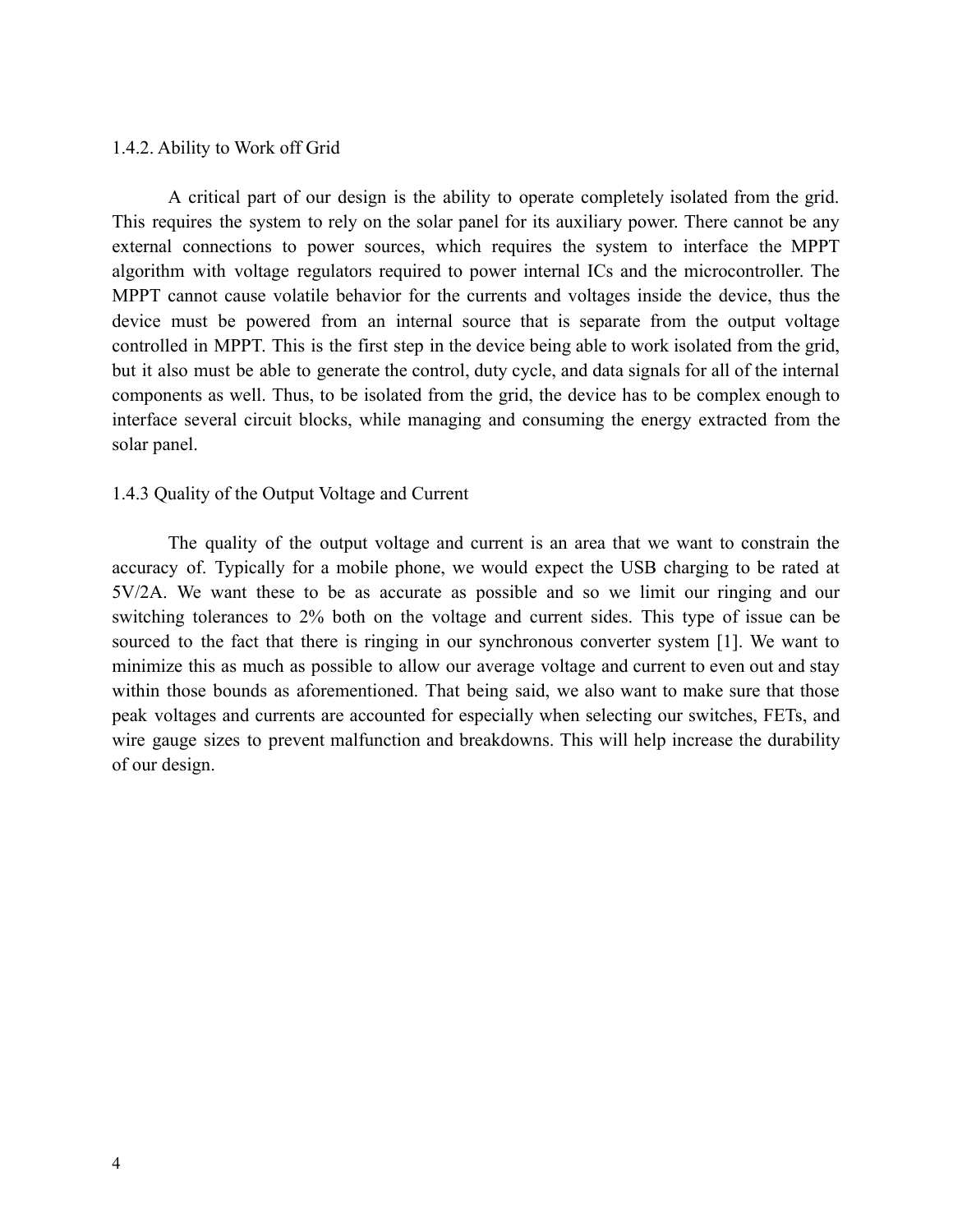### 1.4.2. Ability to Work off Grid

A critical part of our design is the ability to operate completely isolated from the grid. This requires the system to rely on the solar panel for its auxiliary power. There cannot be any external connections to power sources, which requires the system to interface the MPPT algorithm with voltage regulators required to power internal ICs and the microcontroller. The MPPT cannot cause volatile behavior for the currents and voltages inside the device, thus the device must be powered from an internal source that is separate from the output voltage controlled in MPPT. This is the first step in the device being able to work isolated from the grid, but it also must be able to generate the control, duty cycle, and data signals for all of the internal components as well. Thus, to be isolated from the grid, the device has to be complex enough to interface several circuit blocks, while managing and consuming the energy extracted from the solar panel.

### 1.4.3 Quality of the Output Voltage and Current

The quality of the output voltage and current is an area that we want to constrain the accuracy of. Typically for a mobile phone, we would expect the USB charging to be rated at 5V/2A. We want these to be as accurate as possible and so we limit our ringing and our switching tolerances to 2% both on the voltage and current sides. This type of issue can be sourced to the fact that there is ringing in our synchronous converter system [1]. We want to minimize this as much as possible to allow our average voltage and current to even out and stay within those bounds as aforementioned. That being said, we also want to make sure that those peak voltages and currents are accounted for especially when selecting our switches, FETs, and wire gauge sizes to prevent malfunction and breakdowns. This will help increase the durability of our design.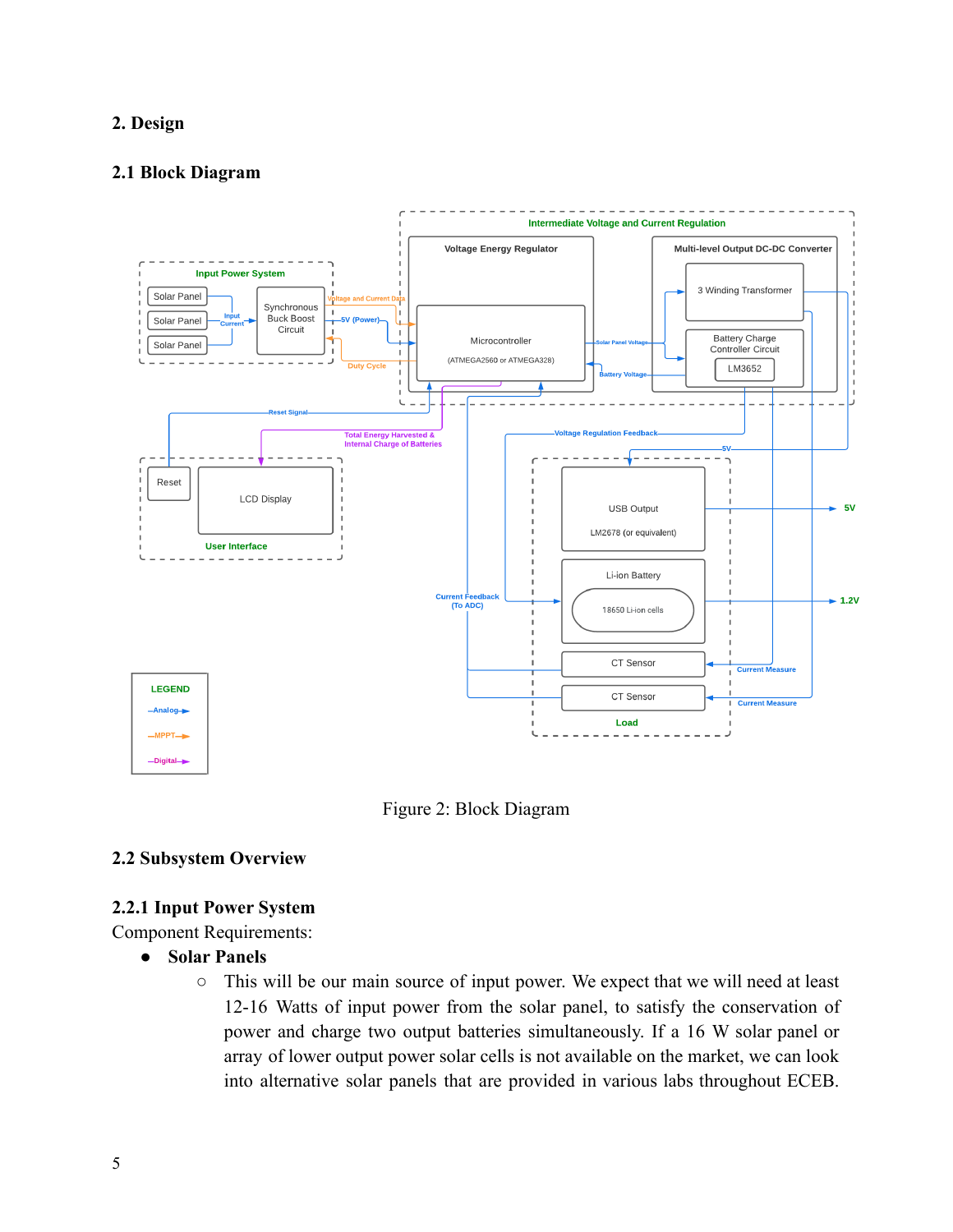## 2. Design

### 2.1 Block Diagram

Figure 2: Block Diagram

### 2.2 Subsystem Overview

#### 2.2.1 Input Power System

Component Requirements:

- **Solar Panels**
  - This will be our main source of input power. We expect that we will need at least 12-16 Watts of input power from the solar panel, to satisfy the conservation of power and charge two output batteries simultaneously. If a 16 W solar panel or array of lower output power solar cells is not available on the market, we can look into alternative solar panels that are provided in various labs throughout ECEB.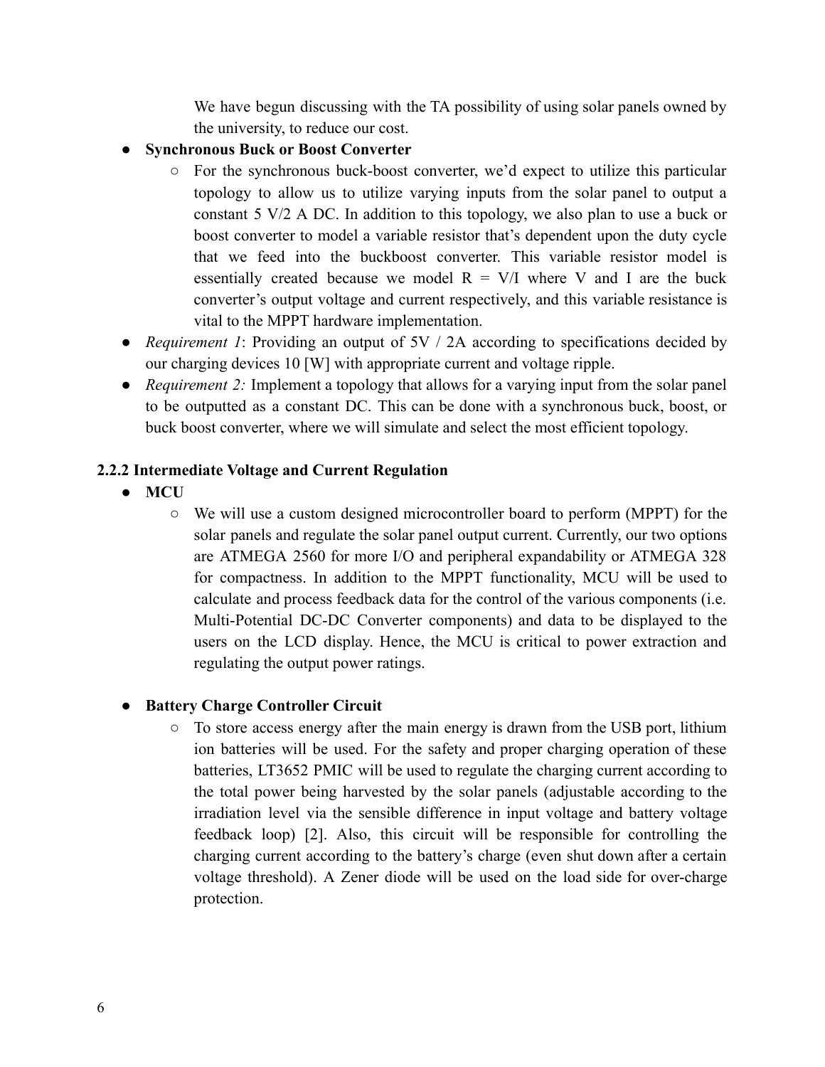We have begun discussing with the TA possibility of using solar panels owned by the university, to reduce our cost.

- **Synchronous Buck or Boost Converter**
  - For the synchronous buck-boost converter, we'd expect to utilize this particular topology to allow us to utilize varying inputs from the solar panel to output a constant 5 V/2 A DC. In addition to this topology, we also plan to use a buck or boost converter to model a variable resistor that's dependent upon the duty cycle that we feed into the buckboost converter. This variable resistor model is essentially created because we model R = V/I where V and I are the buck converter's output voltage and current respectively, and this variable resistance is vital to the MPPT hardware implementation.
- *Requirement 1*: Providing an output of 5V / 2A according to specifications decided by our charging devices 10 [W] with appropriate current and voltage ripple.
- *Requirement 2:* Implement a topology that allows for a varying input from the solar panel to be outputted as a constant DC. This can be done with a synchronous buck, boost, or buck boost converter, where we will simulate and select the most efficient topology.

### 2.2.2 Intermediate Voltage and Current Regulation

- **MCU**
  - We will use a custom designed microcontroller board to perform (MPPT) for the solar panels and regulate the solar panel output current. Currently, our two options are ATMEGA 2560 for more I/O and peripheral expandability or ATMEGA 328 for compactness. In addition to the MPPT functionality, MCU will be used to calculate and process feedback data for the control of the various components (i.e. Multi-Potential DC-DC Converter components) and data to be displayed to the users on the LCD display. Hence, the MCU is critical to power extraction and regulating the output power ratings.

- **Battery Charge Controller Circuit**
  - To store access energy after the main energy is drawn from the USB port, lithium ion batteries will be used. For the safety and proper charging operation of these batteries, LT3652 PMIC will be used to regulate the charging current according to the total power being harvested by the solar panels (adjustable according to the irradiation level via the sensible difference in input voltage and battery voltage feedback loop) [2]. Also, this circuit will be responsible for controlling the charging current according to the battery's charge (even shut down after a certain voltage threshold). A Zener diode will be used on the load side for over-charge protection.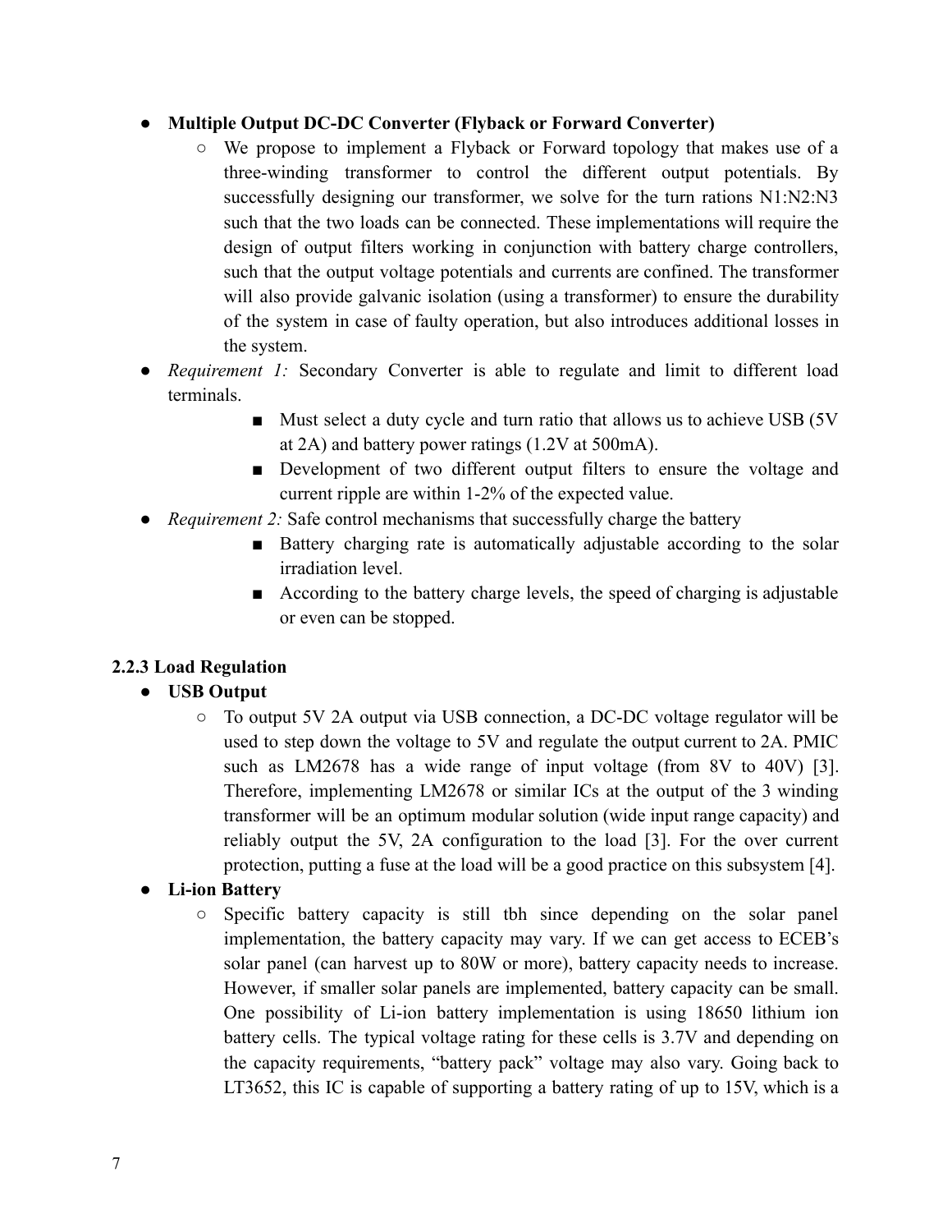- **Multiple Output DC-DC Converter (Flyback or Forward Converter)**
  - We propose to implement a Flyback or Forward topology that makes use of a three-winding transformer to control the different output potentials. By successfully designing our transformer, we solve for the turn rations N1:N2:N3 such that the two loads can be connected. These implementations will require the design of output filters working in conjunction with battery charge controllers, such that the output voltage potentials and currents are confined. The transformer will also provide galvanic isolation (using a transformer) to ensure the durability of the system in case of faulty operation, but also introduces additional losses in the system.
- *Requirement 1:* Secondary Converter is able to regulate and limit to different load terminals.
  - Must select a duty cycle and turn ratio that allows us to achieve USB (5V at 2A) and battery power ratings (1.2V at 500mA).
  - Development of two different output filters to ensure the voltage and current ripple are within 1-2% of the expected value.
- *Requirement 2:* Safe control mechanisms that successfully charge the battery
  - Battery charging rate is automatically adjustable according to the solar irradiation level.
  - According to the battery charge levels, the speed of charging is adjustable or even can be stopped.

### 2.2.3 Load Regulation

- **USB Output**
  - To output 5V 2A output via USB connection, a DC-DC voltage regulator will be used to step down the voltage to 5V and regulate the output current to 2A. PMIC such as LM2678 has a wide range of input voltage (from 8V to 40V) [3]. Therefore, implementing LM2678 or similar ICs at the output of the 3 winding transformer will be an optimum modular solution (wide input range capacity) and reliably output the 5V, 2A configuration to the load [3]. For the over current protection, putting a fuse at the load will be a good practice on this subsystem [4].
- **Li-ion Battery**
  - Specific battery capacity is still tbh since depending on the solar panel implementation, the battery capacity may vary. If we can get access to ECEB's solar panel (can harvest up to 80W or more), battery capacity needs to increase. However, if smaller solar panels are implemented, battery capacity can be small. One possibility of Li-ion battery implementation is using 18650 lithium ion battery cells. The typical voltage rating for these cells is 3.7V and depending on the capacity requirements, "battery pack" voltage may also vary. Going back to LT3652, this IC is capable of supporting a battery rating of up to 15V, which is a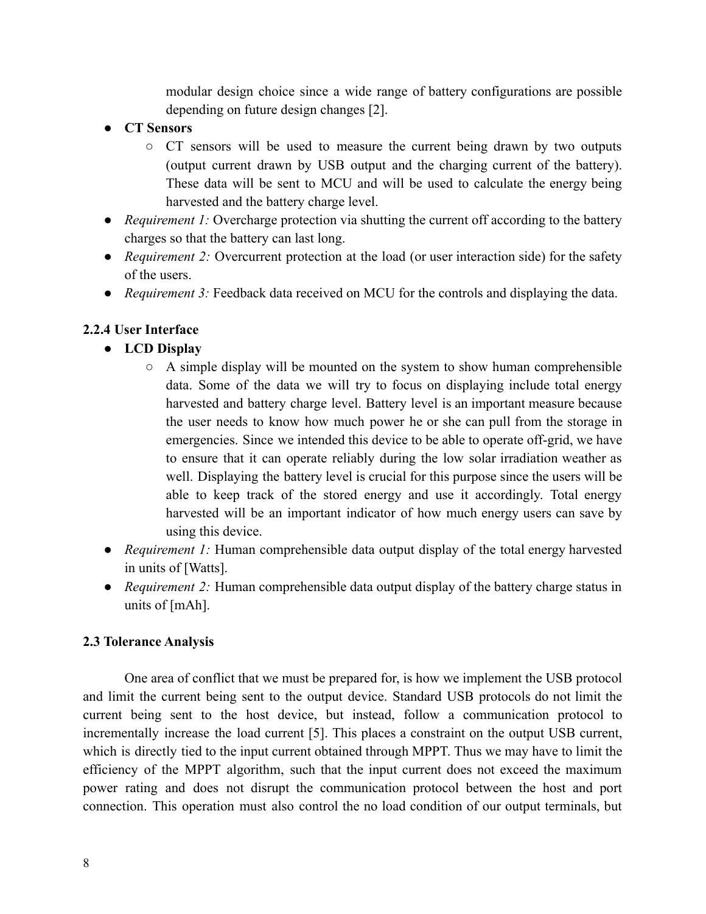modular design choice since a wide range of battery configurations are possible depending on future design changes [2].

- **CT Sensors**
    - CT sensors will be used to measure the current being drawn by two outputs (output current drawn by USB output and the charging current of the battery). These data will be sent to MCU and will be used to calculate the energy being harvested and the battery charge level.
- *Requirement 1:* Overcharge protection via shutting the current off according to the battery charges so that the battery can last long.
- *Requirement 2:* Overcurrent protection at the load (or user interaction side) for the safety of the users.
- *Requirement 3:* Feedback data received on MCU for the controls and displaying the data.

### 2.2.4 User Interface

- **LCD Display**
    - A simple display will be mounted on the system to show human comprehensible data. Some of the data we will try to focus on displaying include total energy harvested and battery charge level. Battery level is an important measure because the user needs to know how much power he or she can pull from the storage in emergencies. Since we intended this device to be able to operate off-grid, we have to ensure that it can operate reliably during the low solar irradiation weather as well. Displaying the battery level is crucial for this purpose since the users will be able to keep track of the stored energy and use it accordingly. Total energy harvested will be an important indicator of how much energy users can save by using this device.
- *Requirement 1:* Human comprehensible data output display of the total energy harvested in units of [Watts].
- *Requirement 2:* Human comprehensible data output display of the battery charge status in units of [mAh].

## 2.3 Tolerance Analysis

One area of conflict that we must be prepared for, is how we implement the USB protocol and limit the current being sent to the output device. Standard USB protocols do not limit the current being sent to the host device, but instead, follow a communication protocol to incrementally increase the load current [5]. This places a constraint on the output USB current, which is directly tied to the input current obtained through MPPT. Thus we may have to limit the efficiency of the MPPT algorithm, such that the input current does not exceed the maximum power rating and does not disrupt the communication protocol between the host and port connection. This operation must also control the no load condition of our output terminals, but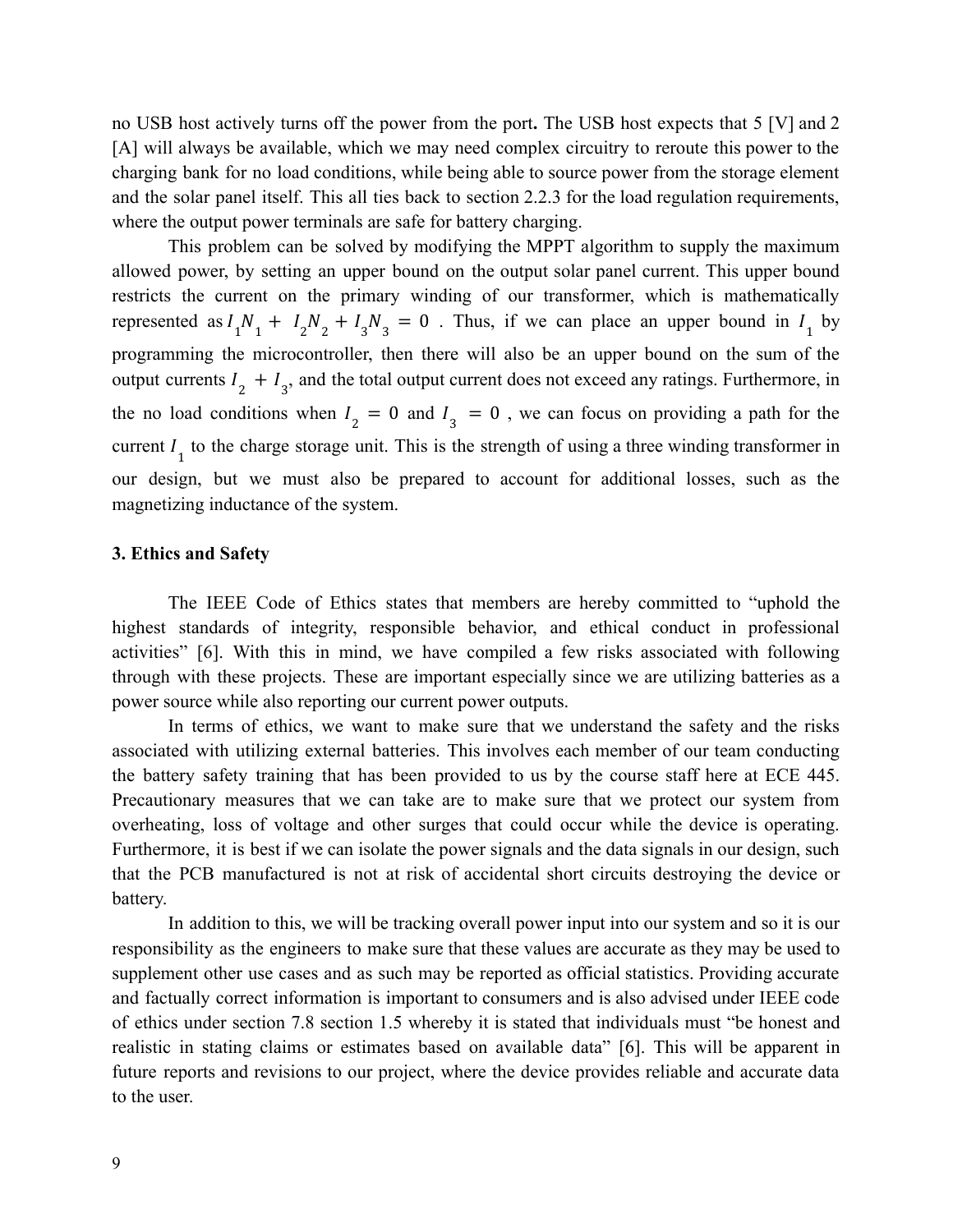no USB host actively turns off the power from the port**.** The USB host expects that 5 [V] and 2 [A] will always be available, which we may need complex circuitry to reroute this power to the charging bank for no load conditions, while being able to source power from the storage element and the solar panel itself. This all ties back to section 2.2.3 for the load regulation requirements, where the output power terminals are safe for battery charging.

This problem can be solved by modifying the MPPT algorithm to supply the maximum allowed power, by setting an upper bound on the output solar panel current. This upper bound restricts the current on the primary winding of our transformer, which is mathematically represented as $I_1N_1 + I_2N_2 + I_3N_3 = 0$ . Thus, if we can place an upper bound in $I_1$ by programming the microcontroller, then there will also be an upper bound on the sum of the output currents $I_2 + I_3$, and the total output current does not exceed any ratings. Furthermore, in the no load conditions when $I_2 = 0$ and $I_3 = 0$ , we can focus on providing a path for the current $I_1$ to the charge storage unit. This is the strength of using a three winding transformer in our design, but we must also be prepared to account for additional losses, such as the magnetizing inductance of the system.

## 3. Ethics and Safety

The IEEE Code of Ethics states that members are hereby committed to "uphold the highest standards of integrity, responsible behavior, and ethical conduct in professional activities" [6]. With this in mind, we have compiled a few risks associated with following through with these projects. These are important especially since we are utilizing batteries as a power source while also reporting our current power outputs.

In terms of ethics, we want to make sure that we understand the safety and the risks associated with utilizing external batteries. This involves each member of our team conducting the battery safety training that has been provided to us by the course staff here at ECE 445. Precautionary measures that we can take are to make sure that we protect our system from overheating, loss of voltage and other surges that could occur while the device is operating. Furthermore, it is best if we can isolate the power signals and the data signals in our design, such that the PCB manufactured is not at risk of accidental short circuits destroying the device or battery.

In addition to this, we will be tracking overall power input into our system and so it is our responsibility as the engineers to make sure that these values are accurate as they may be used to supplement other use cases and as such may be reported as official statistics. Providing accurate and factually correct information is important to consumers and is also advised under IEEE code of ethics under section 7.8 section 1.5 whereby it is stated that individuals must "be honest and realistic in stating claims or estimates based on available data" [6]. This will be apparent in future reports and revisions to our project, where the device provides reliable and accurate data to the user.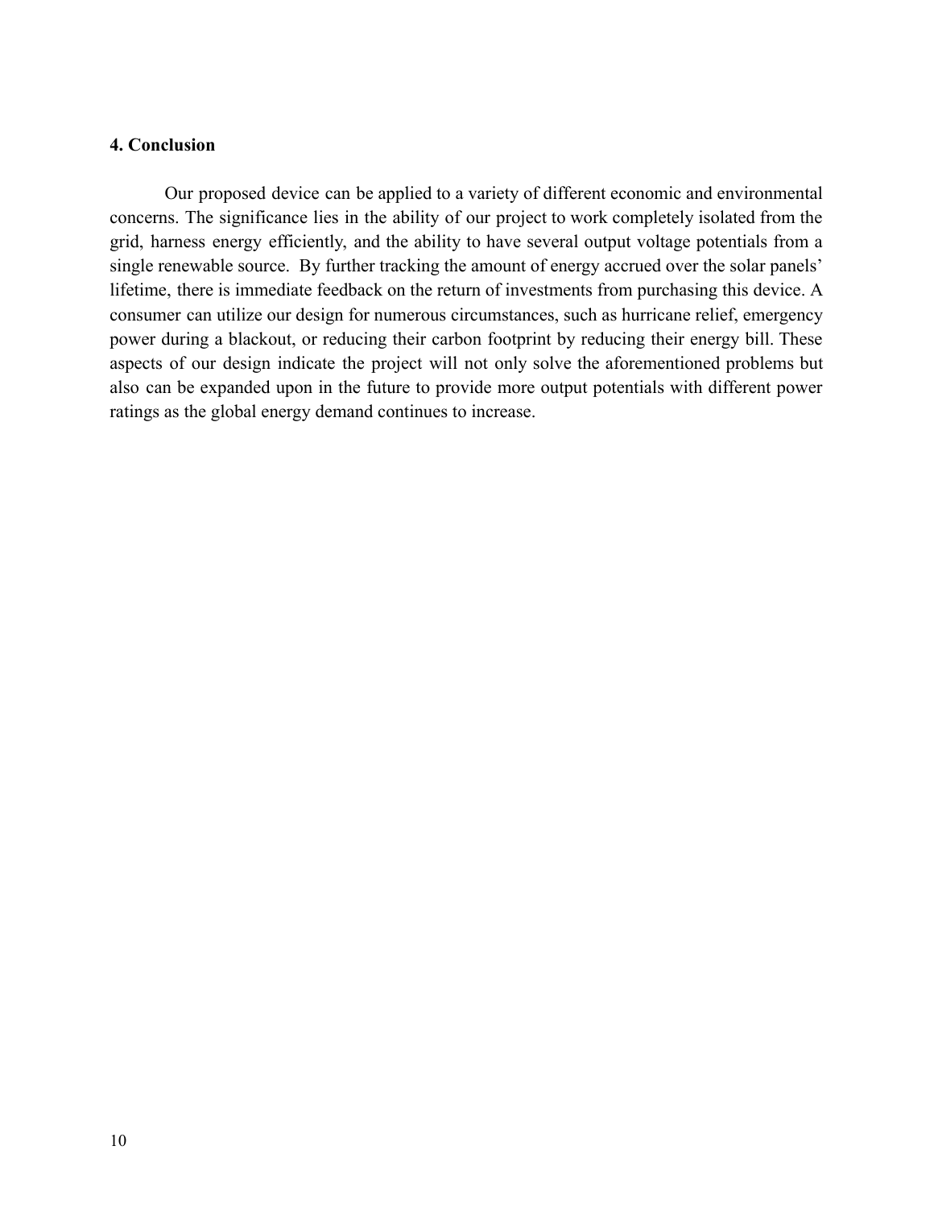## 4. Conclusion

Our proposed device can be applied to a variety of different economic and environmental concerns. The significance lies in the ability of our project to work completely isolated from the grid, harness energy efficiently, and the ability to have several output voltage potentials from a single renewable source. By further tracking the amount of energy accrued over the solar panels' lifetime, there is immediate feedback on the return of investments from purchasing this device. A consumer can utilize our design for numerous circumstances, such as hurricane relief, emergency power during a blackout, or reducing their carbon footprint by reducing their energy bill. These aspects of our design indicate the project will not only solve the aforementioned problems but also can be expanded upon in the future to provide more output potentials with different power ratings as the global energy demand continues to increase.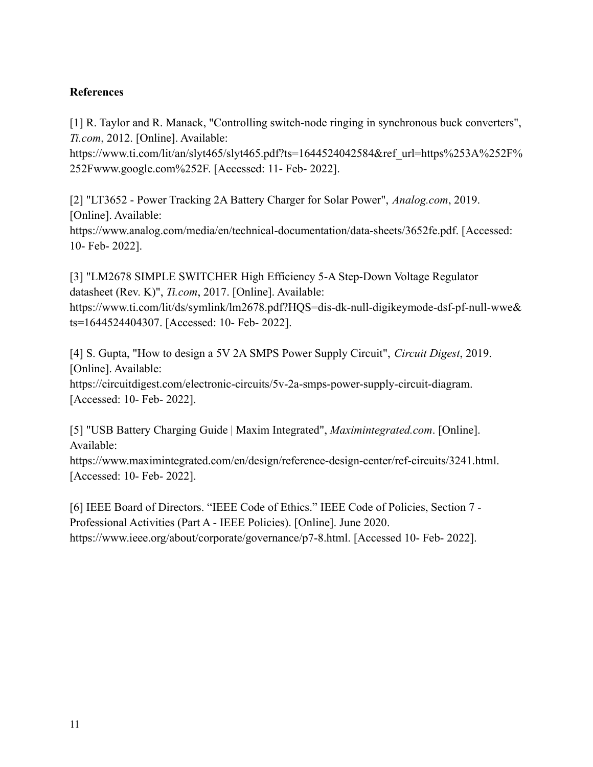**References**

[1] R. Taylor and R. Manack, "Controlling switch-node ringing in synchronous buck converters", *Ti.com*, 2012. [Online]. Available: https://www.ti.com/lit/an/slyt465/slyt465.pdf?ts=1644524042584&ref_url=https%253A%252F%252Fwww.google.com%252F. [Accessed: 11- Feb- 2022].

[2] "LT3652 - Power Tracking 2A Battery Charger for Solar Power", *Analog.com*, 2019. [Online]. Available: https://www.analog.com/media/en/technical-documentation/data-sheets/3652fe.pdf. [Accessed: 10- Feb- 2022].

[3] "LM2678 SIMPLE SWITCHER High Efficiency 5-A Step-Down Voltage Regulator datasheet (Rev. K)", *Ti.com*, 2017. [Online]. Available: https://www.ti.com/lit/ds/symlink/lm2678.pdf?HQS=dis-dk-null-digikeymode-dsf-pf-null-wwe&ts=1644524404307. [Accessed: 10- Feb- 2022].

[4] S. Gupta, "How to design a 5V 2A SMPS Power Supply Circuit", *Circuit Digest*, 2019. [Online]. Available: https://circuitdigest.com/electronic-circuits/5v-2a-smps-power-supply-circuit-diagram. [Accessed: 10- Feb- 2022].

[5] "USB Battery Charging Guide | Maxim Integrated", *Maximintegrated.com*. [Online]. Available: https://www.maximintegrated.com/en/design/reference-design-center/ref-circuits/3241.html. [Accessed: 10- Feb- 2022].

[6] IEEE Board of Directors. "IEEE Code of Ethics." IEEE Code of Policies, Section 7 - Professional Activities (Part A - IEEE Policies). [Online]. June 2020. https://www.ieee.org/about/corporate/governance/p7-8.html. [Accessed 10- Feb- 2022].